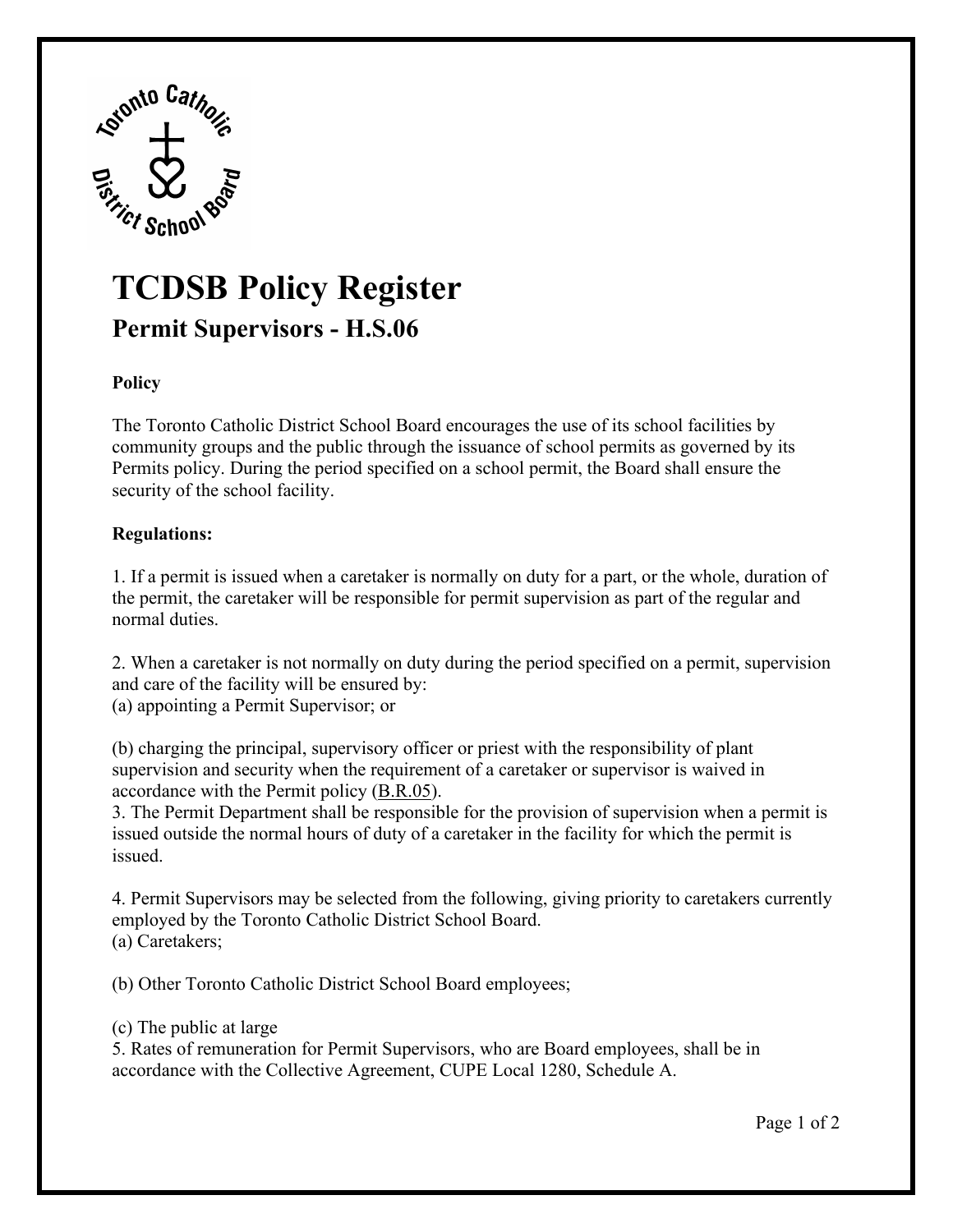# TCDSB Policy Register

## Permit Supervisors - H.S.06

**Policy**

The Toronto Catholic District School Board encourages the use of its school facilities by community groups and the public through the issuance of school permits as governed by its Permits policy. During the period specified on a school permit, the Board shall ensure the security of the school facility.

**Regulations:**

1. If a permit is issued when a caretaker is normally on duty for a part, or the whole, duration of the permit, the caretaker will be responsible for permit supervision as part of the regular and normal duties.

2. When a caretaker is not normally on duty during the period specified on a permit, supervision and care of the facility will be ensured by:
(a) appointing a Permit Supervisor; or

(b) charging the principal, supervisory officer or priest with the responsibility of plant supervision and security when the requirement of a caretaker or supervisor is waived in accordance with the Permit policy (B.R.05).

3. The Permit Department shall be responsible for the provision of supervision when a permit is issued outside the normal hours of duty of a caretaker in the facility for which the permit is issued.

4. Permit Supervisors may be selected from the following, giving priority to caretakers currently employed by the Toronto Catholic District School Board.
(a) Caretakers;

(b) Other Toronto Catholic District School Board employees;

(c) The public at large

5. Rates of remuneration for Permit Supervisors, who are Board employees, shall be in accordance with the Collective Agreement, CUPE Local 1280, Schedule A.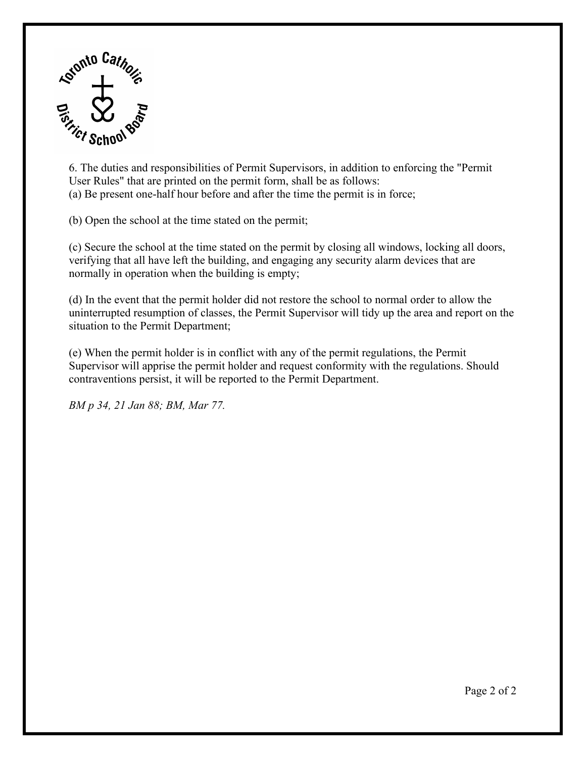6. The duties and responsibilities of Permit Supervisors, in addition to enforcing the "Permit User Rules" that are printed on the permit form, shall be as follows:

(a) Be present one-half hour before and after the time the permit is in force;

(b) Open the school at the time stated on the permit;

(c) Secure the school at the time stated on the permit by closing all windows, locking all doors, verifying that all have left the building, and engaging any security alarm devices that are normally in operation when the building is empty;

(d) In the event that the permit holder did not restore the school to normal order to allow the uninterrupted resumption of classes, the Permit Supervisor will tidy up the area and report on the situation to the Permit Department;

(e) When the permit holder is in conflict with any of the permit regulations, the Permit Supervisor will apprise the permit holder and request conformity with the regulations. Should contraventions persist, it will be reported to the Permit Department.

*BM p 34, 21 Jan 88; BM, Mar 77.*